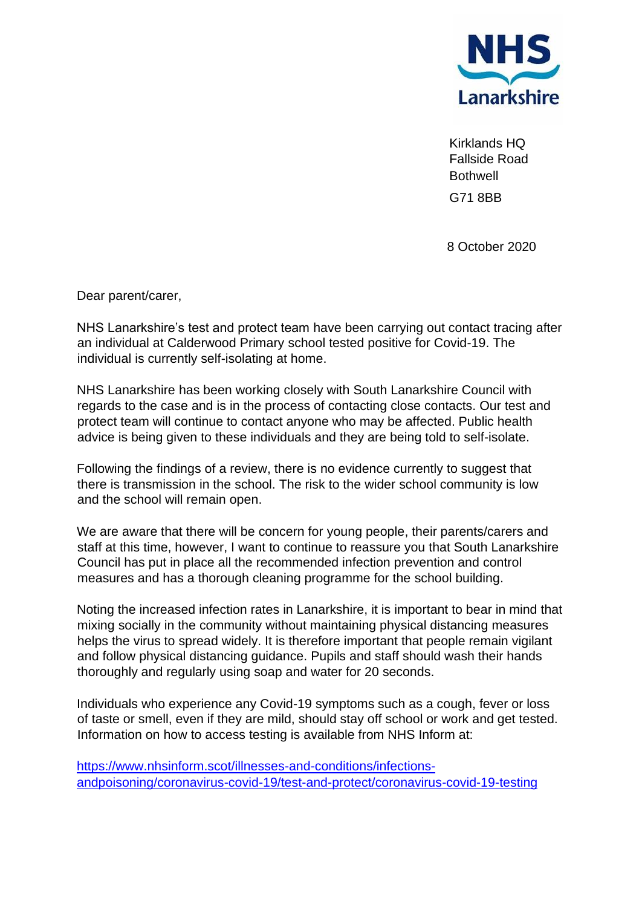NHS Lanarkshire

Kirklands HQ
Fallside Road
Bothwell
G71 8BB

8 October 2020

Dear parent/carer,

NHS Lanarkshire's test and protect team have been carrying out contact tracing after an individual at Calderwood Primary school tested positive for Covid-19. The individual is currently self-isolating at home.

NHS Lanarkshire has been working closely with South Lanarkshire Council with regards to the case and is in the process of contacting close contacts. Our test and protect team will continue to contact anyone who may be affected. Public health advice is being given to these individuals and they are being told to self-isolate.

Following the findings of a review, there is no evidence currently to suggest that there is transmission in the school. The risk to the wider school community is low and the school will remain open.

We are aware that there will be concern for young people, their parents/carers and staff at this time, however, I want to continue to reassure you that South Lanarkshire Council has put in place all the recommended infection prevention and control measures and has a thorough cleaning programme for the school building.

Noting the increased infection rates in Lanarkshire, it is important to bear in mind that mixing socially in the community without maintaining physical distancing measures helps the virus to spread widely. It is therefore important that people remain vigilant and follow physical distancing guidance. Pupils and staff should wash their hands thoroughly and regularly using soap and water for 20 seconds.

Individuals who experience any Covid-19 symptoms such as a cough, fever or loss of taste or smell, even if they are mild, should stay off school or work and get tested. Information on how to access testing is available from NHS Inform at:

https://www.nhsinform.scot/illnesses-and-conditions/infections-andpoisoning/coronavirus-covid-19/test-and-protect/coronavirus-covid-19-testing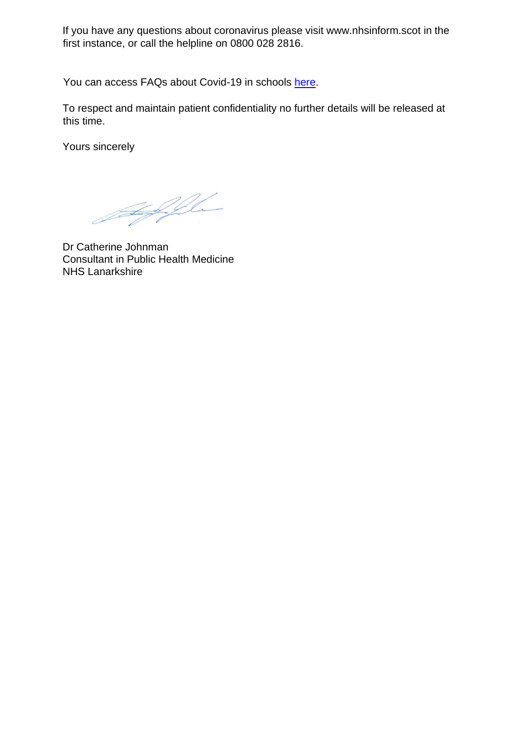If you have any questions about coronavirus please visit www.nhsinform.scot in the first instance, or call the helpline on 0800 028 2816.

You can access FAQs about Covid-19 in schools here.

To respect and maintain patient confidentiality no further details will be released at this time.

Yours sincerely

Dr Catherine Johnman
Consultant in Public Health Medicine
NHS Lanarkshire